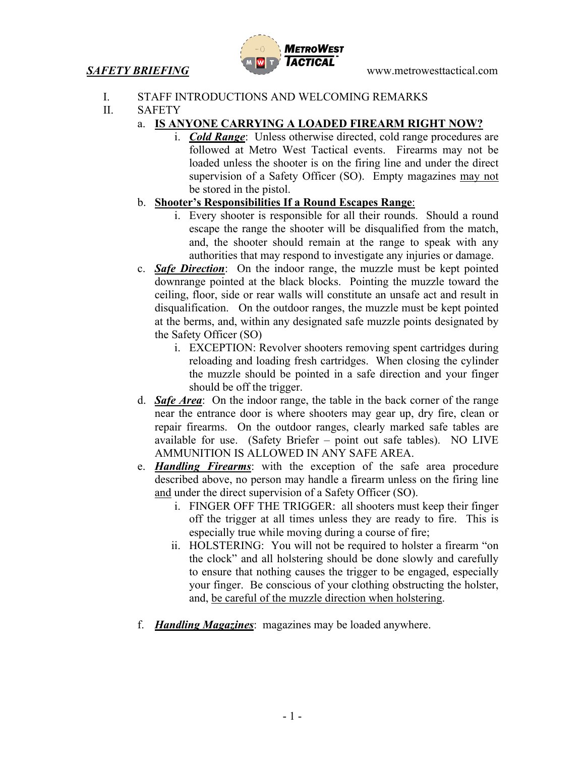***SAFETY BRIEFING*** — METROWEST TACTICAL — www.metrowesttactical.com

I. STAFF INTRODUCTIONS AND WELCOMING REMARKS

II. SAFETY

a. <u>**IS ANYONE CARRYING A LOADED FIREARM RIGHT NOW?**</u>

   i. <u>***Cold Range***</u>: Unless otherwise directed, cold range procedures are followed at Metro West Tactical events. Firearms may not be loaded unless the shooter is on the firing line and under the direct supervision of a Safety Officer (SO). Empty magazines <u>may not</u> be stored in the pistol.

b. <u>**Shooter's Responsibilities If a Round Escapes Range**</u>:

   i. Every shooter is responsible for all their rounds. Should a round escape the range the shooter will be disqualified from the match, and, the shooter should remain at the range to speak with any authorities that may respond to investigate any injuries or damage.

c. <u>***Safe Direction***</u>: On the indoor range, the muzzle must be kept pointed downrange pointed at the black blocks. Pointing the muzzle toward the ceiling, floor, side or rear walls will constitute an unsafe act and result in disqualification. On the outdoor ranges, the muzzle must be kept pointed at the berms, and, within any designated safe muzzle points designated by the Safety Officer (SO)

   i. EXCEPTION: Revolver shooters removing spent cartridges during reloading and loading fresh cartridges. When closing the cylinder the muzzle should be pointed in a safe direction and your finger should be off the trigger.

d. <u>***Safe Area***</u>: On the indoor range, the table in the back corner of the range near the entrance door is where shooters may gear up, dry fire, clean or repair firearms. On the outdoor ranges, clearly marked safe tables are available for use. (Safety Briefer – point out safe tables). NO LIVE AMMUNITION IS ALLOWED IN ANY SAFE AREA.

e. <u>***Handling Firearms***</u>: with the exception of the safe area procedure described above, no person may handle a firearm unless on the firing line <u>and</u> under the direct supervision of a Safety Officer (SO).

   i. FINGER OFF THE TRIGGER: all shooters must keep their finger off the trigger at all times unless they are ready to fire. This is especially true while moving during a course of fire;

   ii. HOLSTERING: You will not be required to holster a firearm "on the clock" and all holstering should be done slowly and carefully to ensure that nothing causes the trigger to be engaged, especially your finger. Be conscious of your clothing obstructing the holster, and, <u>be careful of the muzzle direction when holstering</u>.

f. <u>***Handling Magazines***</u>: magazines may be loaded anywhere.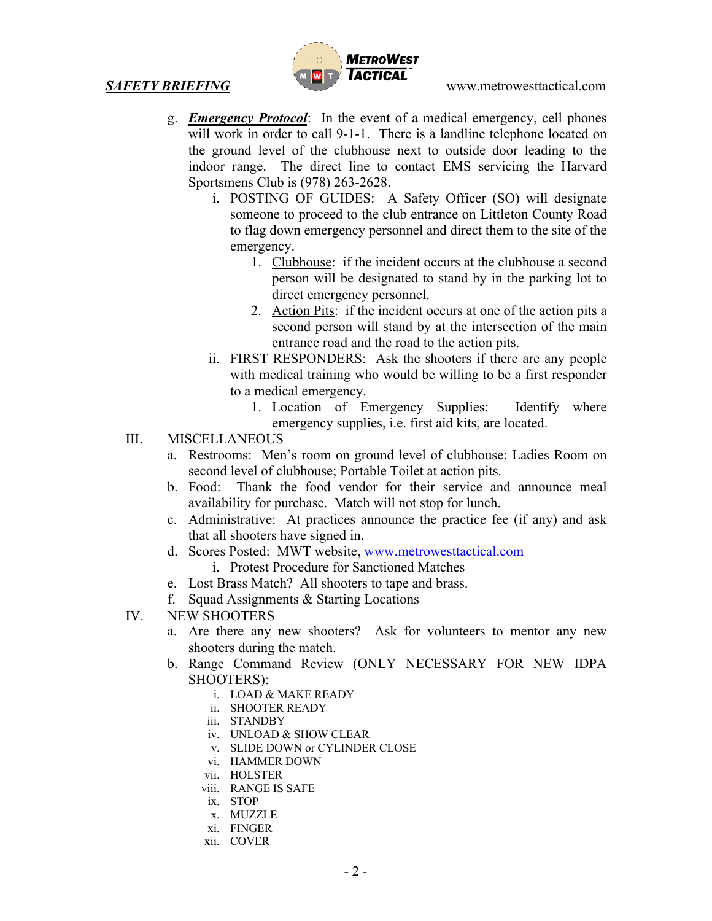g. ***Emergency Protocol***: In the event of a medical emergency, cell phones will work in order to call 9-1-1. There is a landline telephone located on the ground level of the clubhouse next to outside door leading to the indoor range. The direct line to contact EMS servicing the Harvard Sportsmens Club is (978) 263-2628.

   i. POSTING OF GUIDES: A Safety Officer (SO) will designate someone to proceed to the club entrance on Littleton County Road to flag down emergency personnel and direct them to the site of the emergency.

      1. Clubhouse: if the incident occurs at the clubhouse a second person will be designated to stand by in the parking lot to direct emergency personnel.
      2. Action Pits: if the incident occurs at one of the action pits a second person will stand by at the intersection of the main entrance road and the road to the action pits.

   ii. FIRST RESPONDERS: Ask the shooters if there are any people with medical training who would be willing to be a first responder to a medical emergency.

      1. Location of Emergency Supplies: Identify where emergency supplies, i.e. first aid kits, are located.

III. MISCELLANEOUS

a. Restrooms: Men's room on ground level of clubhouse; Ladies Room on second level of clubhouse; Portable Toilet at action pits.

b. Food: Thank the food vendor for their service and announce meal availability for purchase. Match will not stop for lunch.

c. Administrative: At practices announce the practice fee (if any) and ask that all shooters have signed in.

d. Scores Posted: MWT website, www.metrowesttactical.com

   i. Protest Procedure for Sanctioned Matches

e. Lost Brass Match? All shooters to tape and brass.

f. Squad Assignments & Starting Locations

IV. NEW SHOOTERS

a. Are there any new shooters? Ask for volunteers to mentor any new shooters during the match.

b. Range Command Review (ONLY NECESSARY FOR NEW IDPA SHOOTERS):

   i. LOAD & MAKE READY
   ii. SHOOTER READY
   iii. STANDBY
   iv. UNLOAD & SHOW CLEAR
   v. SLIDE DOWN or CYLINDER CLOSE
   vi. HAMMER DOWN
   vii. HOLSTER
   viii. RANGE IS SAFE
   ix. STOP
   x. MUZZLE
   xi. FINGER
   xii. COVER